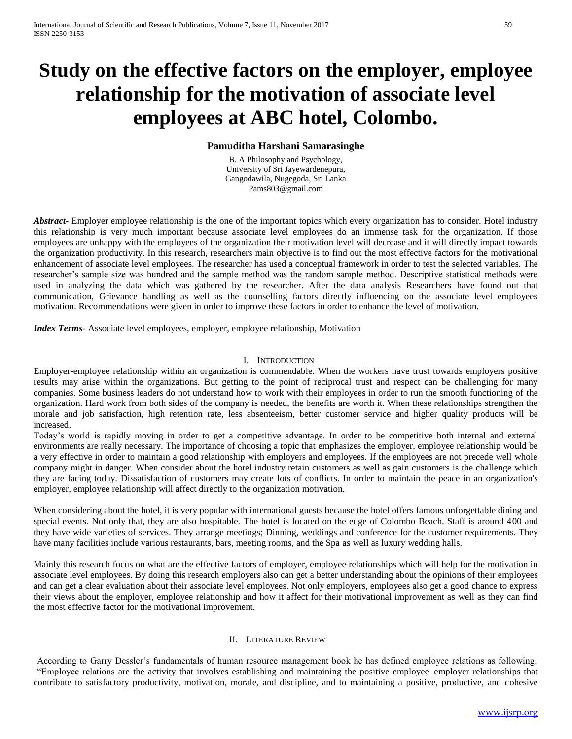# Study on the effective factors on the employer, employee relationship for the motivation of associate level employees at ABC hotel, Colombo.

**Pamuditha Harshani Samarasinghe**

B. A Philosophy and Psychology,
University of Sri Jayewardenepura,
Gangodawila, Nugegoda, Sri Lanka
Pams803@gmail.com

***Abstract***- Employer employee relationship is the one of the important topics which every organization has to consider. Hotel industry this relationship is very much important because associate level employees do an immense task for the organization. If those employees are unhappy with the employees of the organization their motivation level will decrease and it will directly impact towards the organization productivity. In this research, researchers main objective is to find out the most effective factors for the motivational enhancement of associate level employees. The researcher has used a conceptual framework in order to test the selected variables. The researcher's sample size was hundred and the sample method was the random sample method. Descriptive statistical methods were used in analyzing the data which was gathered by the researcher. After the data analysis Researchers have found out that communication, Grievance handling as well as the counselling factors directly influencing on the associate level employees motivation. Recommendations were given in order to improve these factors in order to enhance the level of motivation.

***Index Terms***- Associate level employees, employer, employee relationship, Motivation

## I. Introduction

Employer-employee relationship within an organization is commendable. When the workers have trust towards employers positive results may arise within the organizations. But getting to the point of reciprocal trust and respect can be challenging for many companies. Some business leaders do not understand how to work with their employees in order to run the smooth functioning of the organization. Hard work from both sides of the company is needed, the benefits are worth it. When these relationships strengthen the morale and job satisfaction, high retention rate, less absenteeism, better customer service and higher quality products will be increased.

Today's world is rapidly moving in order to get a competitive advantage. In order to be competitive both internal and external environments are really necessary. The importance of choosing a topic that emphasizes the employer, employee relationship would be a very effective in order to maintain a good relationship with employers and employees. If the employees are not precede well whole company might in danger. When consider about the hotel industry retain customers as well as gain customers is the challenge which they are facing today. Dissatisfaction of customers may create lots of conflicts. In order to maintain the peace in an organization's employer, employee relationship will affect directly to the organization motivation.

When considering about the hotel, it is very popular with international guests because the hotel offers famous unforgettable dining and special events. Not only that, they are also hospitable. The hotel is located on the edge of Colombo Beach. Staff is around 400 and they have wide varieties of services. They arrange meetings; Dinning, weddings and conference for the customer requirements. They have many facilities include various restaurants, bars, meeting rooms, and the Spa as well as luxury wedding halls.

Mainly this research focus on what are the effective factors of employer, employee relationships which will help for the motivation in associate level employees. By doing this research employers also can get a better understanding about the opinions of their employees and can get a clear evaluation about their associate level employees. Not only employers, employees also get a good chance to express their views about the employer, employee relationship and how it affect for their motivational improvement as well as they can find the most effective factor for the motivational improvement.

## II. Literature Review

According to Garry Dessler's fundamentals of human resource management book he has defined employee relations as following; "Employee relations are the activity that involves establishing and maintaining the positive employee–employer relationships that contribute to satisfactory productivity, motivation, morale, and discipline, and to maintaining a positive, productive, and cohesive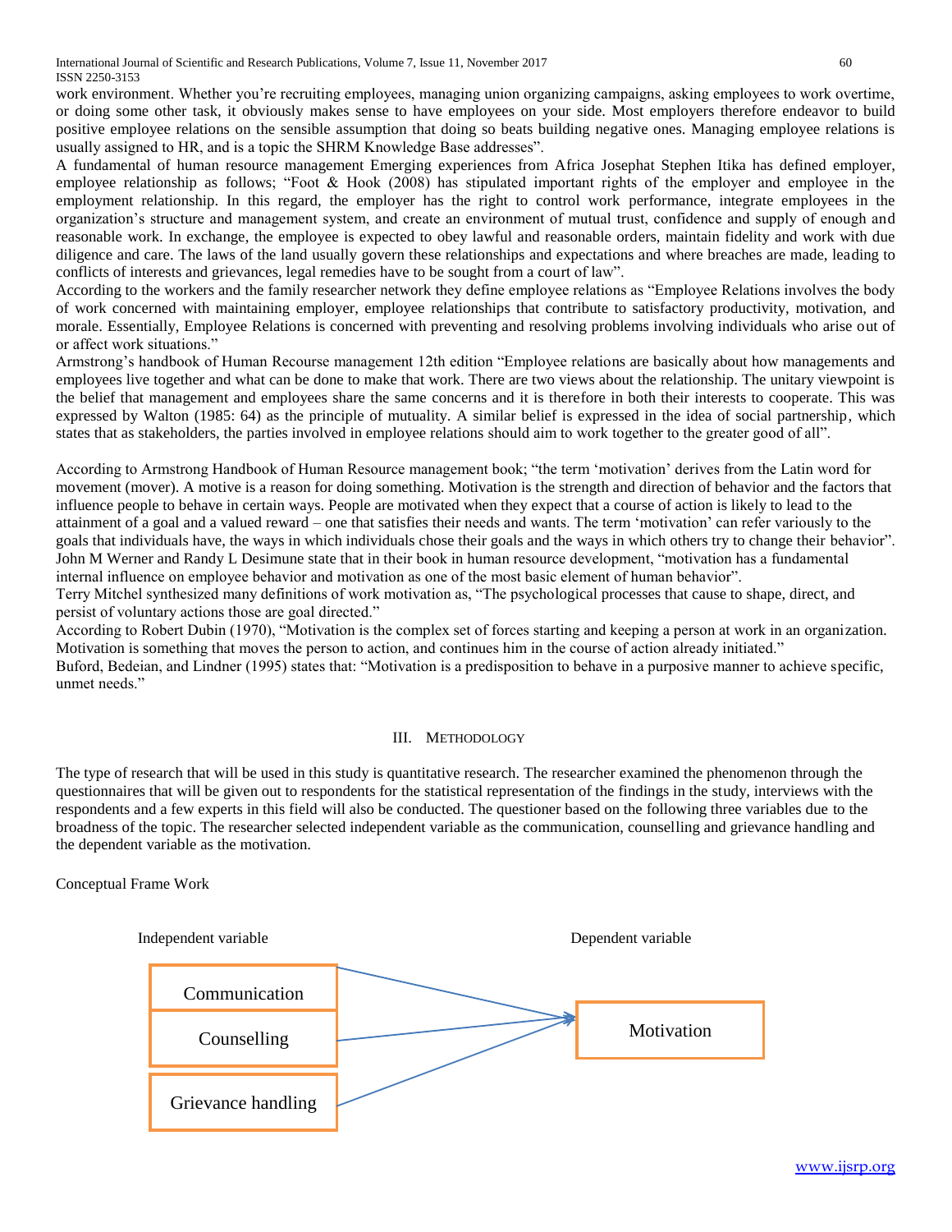work environment. Whether you're recruiting employees, managing union organizing campaigns, asking employees to work overtime, or doing some other task, it obviously makes sense to have employees on your side. Most employers therefore endeavor to build positive employee relations on the sensible assumption that doing so beats building negative ones. Managing employee relations is usually assigned to HR, and is a topic the SHRM Knowledge Base addresses".

A fundamental of human resource management Emerging experiences from Africa Josephat Stephen Itika has defined employer, employee relationship as follows; "Foot & Hook (2008) has stipulated important rights of the employer and employee in the employment relationship. In this regard, the employer has the right to control work performance, integrate employees in the organization's structure and management system, and create an environment of mutual trust, confidence and supply of enough and reasonable work. In exchange, the employee is expected to obey lawful and reasonable orders, maintain fidelity and work with due diligence and care. The laws of the land usually govern these relationships and expectations and where breaches are made, leading to conflicts of interests and grievances, legal remedies have to be sought from a court of law".

According to the workers and the family researcher network they define employee relations as "Employee Relations involves the body of work concerned with maintaining employer, employee relationships that contribute to satisfactory productivity, motivation, and morale. Essentially, Employee Relations is concerned with preventing and resolving problems involving individuals who arise out of or affect work situations."

Armstrong's handbook of Human Recourse management 12th edition "Employee relations are basically about how managements and employees live together and what can be done to make that work. There are two views about the relationship. The unitary viewpoint is the belief that management and employees share the same concerns and it is therefore in both their interests to cooperate. This was expressed by Walton (1985: 64) as the principle of mutuality. A similar belief is expressed in the idea of social partnership, which states that as stakeholders, the parties involved in employee relations should aim to work together to the greater good of all".

According to Armstrong Handbook of Human Resource management book; "the term 'motivation' derives from the Latin word for movement (mover). A motive is a reason for doing something. Motivation is the strength and direction of behavior and the factors that influence people to behave in certain ways. People are motivated when they expect that a course of action is likely to lead to the attainment of a goal and a valued reward – one that satisfies their needs and wants. The term 'motivation' can refer variously to the goals that individuals have, the ways in which individuals chose their goals and the ways in which others try to change their behavior".

John M Werner and Randy L Desimune state that in their book in human resource development, "motivation has a fundamental internal influence on employee behavior and motivation as one of the most basic element of human behavior".

Terry Mitchel synthesized many definitions of work motivation as, "The psychological processes that cause to shape, direct, and persist of voluntary actions those are goal directed."

According to Robert Dubin (1970), "Motivation is the complex set of forces starting and keeping a person at work in an organization. Motivation is something that moves the person to action, and continues him in the course of action already initiated."

Buford, Bedeian, and Lindner (1995) states that: "Motivation is a predisposition to behave in a purposive manner to achieve specific, unmet needs."

## III. Methodology

The type of research that will be used in this study is quantitative research. The researcher examined the phenomenon through the questionnaires that will be given out to respondents for the statistical representation of the findings in the study, interviews with the respondents and a few experts in this field will also be conducted. The questioner based on the following three variables due to the broadness of the topic. The researcher selected independent variable as the communication, counselling and grievance handling and the dependent variable as the motivation.

Conceptual Frame Work

Independent variable — Dependent variable

- Communication → Motivation
- Counselling → Motivation
- Grievance handling → Motivation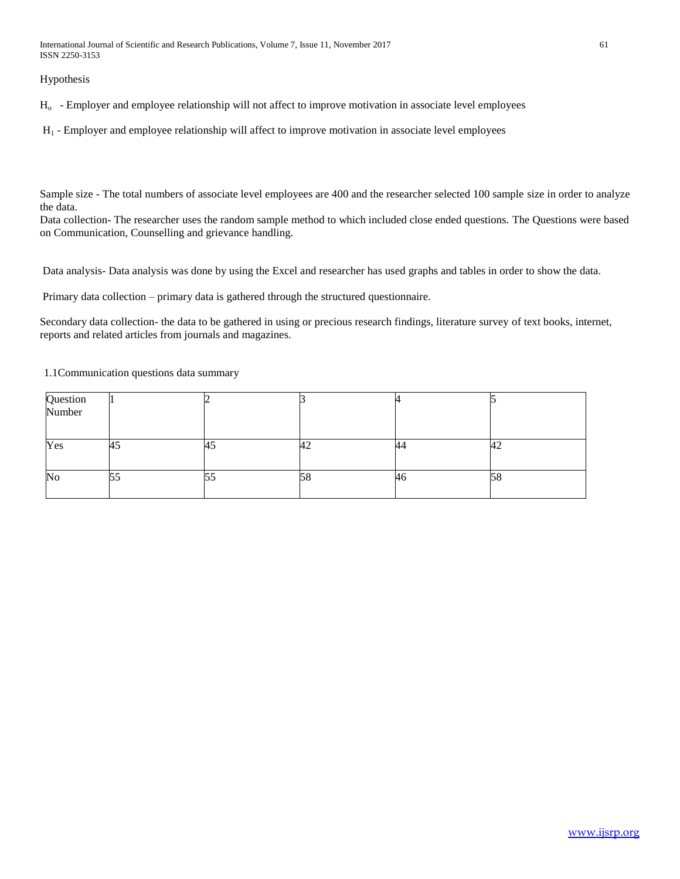Hypothesis

$H_o$ - Employer and employee relationship will not affect to improve motivation in associate level employees

$H_1$ - Employer and employee relationship will affect to improve motivation in associate level employees

Sample size - The total numbers of associate level employees are 400 and the researcher selected 100 sample size in order to analyze the data.

Data collection- The researcher uses the random sample method to which included close ended questions. The Questions were based on Communication, Counselling and grievance handling.

Data analysis- Data analysis was done by using the Excel and researcher has used graphs and tables in order to show the data.

Primary data collection – primary data is gathered through the structured questionnaire.

Secondary data collection- the data to be gathered in using or precious research findings, literature survey of text books, internet, reports and related articles from journals and magazines.

1.1Communication questions data summary

| Question Number | 1 | 2 | 3 | 4 | 5 |
|---|---|---|---|---|---|
| Yes | 45 | 45 | 42 | 44 | 42 |
| No | 55 | 55 | 58 | 46 | 58 |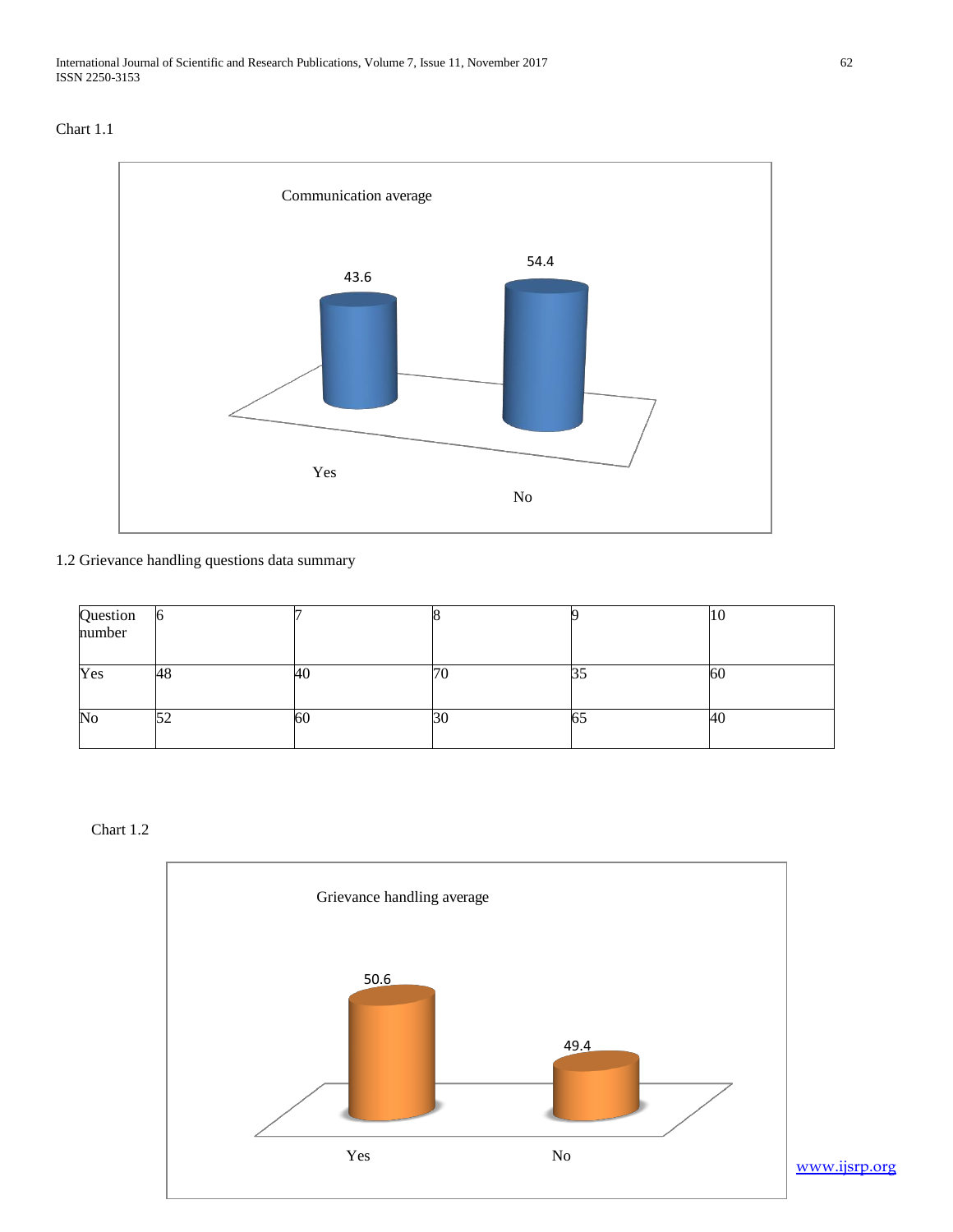Chart 1.1

Communication average

| | Yes | No |
|---|---|---|
| Communication average | 43.6 | 54.4 |

1.2 Grievance handling questions data summary

| Question number | 6 | 7 | 8 | 9 | 10 |
|---|---|---|---|---|---|
| Yes | 48 | 40 | 70 | 35 | 60 |
| No | 52 | 60 | 30 | 65 | 40 |

Chart 1.2

Grievance handling average

| | Yes | No |
|---|---|---|
| Grievance handling average | 50.6 | 49.4 |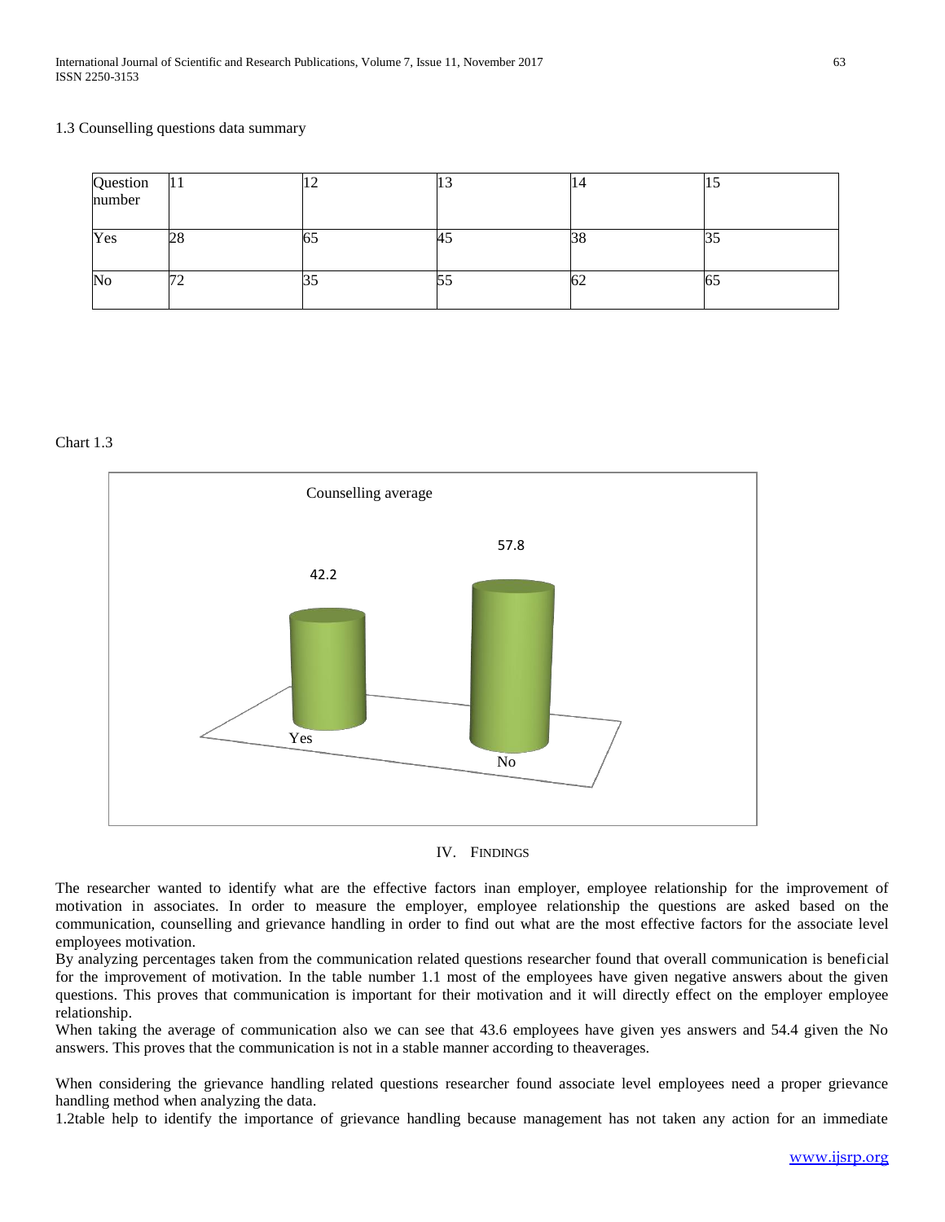1.3 Counselling questions data summary

| Question number | 11 | 12 | 13 | 14 | 15 |
|---|---|---|---|---|---|
| Yes | 28 | 65 | 45 | 38 | 35 |
| No | 72 | 35 | 55 | 62 | 65 |

Chart 1.3

Counselling average

| | Yes | No |
|---|---|---|
| Counselling average | 42.2 | 57.8 |

## IV. Findings

The researcher wanted to identify what are the effective factors inan employer, employee relationship for the improvement of motivation in associates. In order to measure the employer, employee relationship the questions are asked based on the communication, counselling and grievance handling in order to find out what are the most effective factors for the associate level employees motivation.

By analyzing percentages taken from the communication related questions researcher found that overall communication is beneficial for the improvement of motivation. In the table number 1.1 most of the employees have given negative answers about the given questions. This proves that communication is important for their motivation and it will directly effect on the employer employee relationship.

When taking the average of communication also we can see that 43.6 employees have given yes answers and 54.4 given the No answers. This proves that the communication is not in a stable manner according to theaverages.

When considering the grievance handling related questions researcher found associate level employees need a proper grievance handling method when analyzing the data.

1.2table help to identify the importance of grievance handling because management has not taken any action for an immediate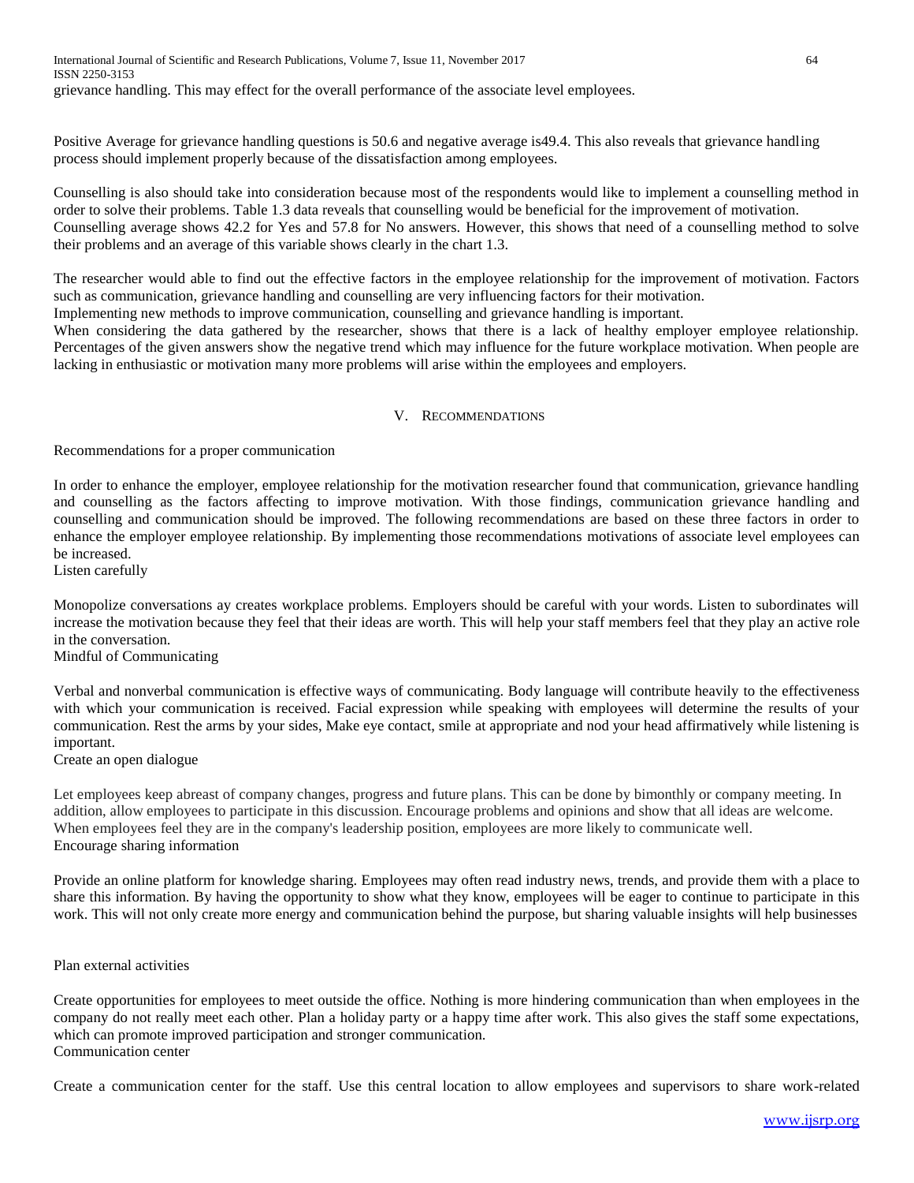grievance handling. This may effect for the overall performance of the associate level employees.

Positive Average for grievance handling questions is 50.6 and negative average is49.4. This also reveals that grievance handling process should implement properly because of the dissatisfaction among employees.

Counselling is also should take into consideration because most of the respondents would like to implement a counselling method in order to solve their problems. Table 1.3 data reveals that counselling would be beneficial for the improvement of motivation. Counselling average shows 42.2 for Yes and 57.8 for No answers. However, this shows that need of a counselling method to solve their problems and an average of this variable shows clearly in the chart 1.3.

The researcher would able to find out the effective factors in the employee relationship for the improvement of motivation. Factors such as communication, grievance handling and counselling are very influencing factors for their motivation.
Implementing new methods to improve communication, counselling and grievance handling is important.
When considering the data gathered by the researcher, shows that there is a lack of healthy employer employee relationship. Percentages of the given answers show the negative trend which may influence for the future workplace motivation. When people are lacking in enthusiastic or motivation many more problems will arise within the employees and employers.

## V. Recommendations

Recommendations for a proper communication

In order to enhance the employer, employee relationship for the motivation researcher found that communication, grievance handling and counselling as the factors affecting to improve motivation. With those findings, communication grievance handling and counselling and communication should be improved. The following recommendations are based on these three factors in order to enhance the employer employee relationship. By implementing those recommendations motivations of associate level employees can be increased.
Listen carefully

Monopolize conversations ay creates workplace problems. Employers should be careful with your words. Listen to subordinates will increase the motivation because they feel that their ideas are worth. This will help your staff members feel that they play an active role in the conversation.
Mindful of Communicating

Verbal and nonverbal communication is effective ways of communicating. Body language will contribute heavily to the effectiveness with which your communication is received. Facial expression while speaking with employees will determine the results of your communication. Rest the arms by your sides, Make eye contact, smile at appropriate and nod your head affirmatively while listening is important.
Create an open dialogue

Let employees keep abreast of company changes, progress and future plans. This can be done by bimonthly or company meeting. In addition, allow employees to participate in this discussion. Encourage problems and opinions and show that all ideas are welcome. When employees feel they are in the company's leadership position, employees are more likely to communicate well.
Encourage sharing information

Provide an online platform for knowledge sharing. Employees may often read industry news, trends, and provide them with a place to share this information. By having the opportunity to show what they know, employees will be eager to continue to participate in this work. This will not only create more energy and communication behind the purpose, but sharing valuable insights will help businesses

Plan external activities

Create opportunities for employees to meet outside the office. Nothing is more hindering communication than when employees in the company do not really meet each other. Plan a holiday party or a happy time after work. This also gives the staff some expectations, which can promote improved participation and stronger communication.
Communication center

Create a communication center for the staff. Use this central location to allow employees and supervisors to share work-related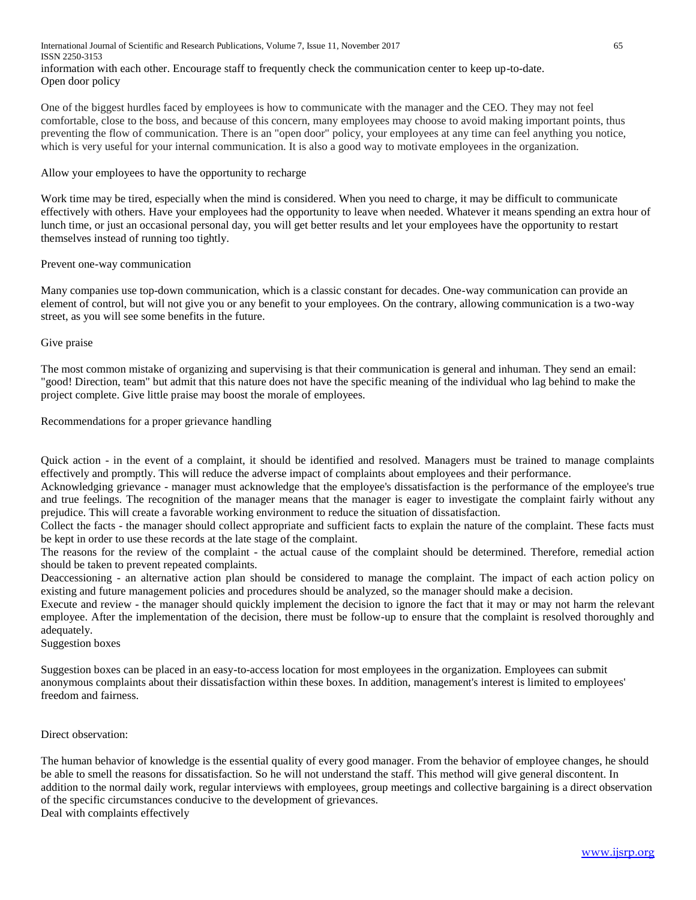information with each other. Encourage staff to frequently check the communication center to keep up-to-date.

Open door policy

One of the biggest hurdles faced by employees is how to communicate with the manager and the CEO. They may not feel comfortable, close to the boss, and because of this concern, many employees may choose to avoid making important points, thus preventing the flow of communication. There is an "open door" policy, your employees at any time can feel anything you notice, which is very useful for your internal communication. It is also a good way to motivate employees in the organization.

Allow your employees to have the opportunity to recharge

Work time may be tired, especially when the mind is considered. When you need to charge, it may be difficult to communicate effectively with others. Have your employees had the opportunity to leave when needed. Whatever it means spending an extra hour of lunch time, or just an occasional personal day, you will get better results and let your employees have the opportunity to restart themselves instead of running too tightly.

Prevent one-way communication

Many companies use top-down communication, which is a classic constant for decades. One-way communication can provide an element of control, but will not give you or any benefit to your employees. On the contrary, allowing communication is a two-way street, as you will see some benefits in the future.

Give praise

The most common mistake of organizing and supervising is that their communication is general and inhuman. They send an email: "good! Direction, team" but admit that this nature does not have the specific meaning of the individual who lag behind to make the project complete. Give little praise may boost the morale of employees.

Recommendations for a proper grievance handling

Quick action - in the event of a complaint, it should be identified and resolved. Managers must be trained to manage complaints effectively and promptly. This will reduce the adverse impact of complaints about employees and their performance.

Acknowledging grievance - manager must acknowledge that the employee's dissatisfaction is the performance of the employee's true and true feelings. The recognition of the manager means that the manager is eager to investigate the complaint fairly without any prejudice. This will create a favorable working environment to reduce the situation of dissatisfaction.

Collect the facts - the manager should collect appropriate and sufficient facts to explain the nature of the complaint. These facts must be kept in order to use these records at the late stage of the complaint.

The reasons for the review of the complaint - the actual cause of the complaint should be determined. Therefore, remedial action should be taken to prevent repeated complaints.

Deaccessioning - an alternative action plan should be considered to manage the complaint. The impact of each action policy on existing and future management policies and procedures should be analyzed, so the manager should make a decision.

Execute and review - the manager should quickly implement the decision to ignore the fact that it may or may not harm the relevant employee. After the implementation of the decision, there must be follow-up to ensure that the complaint is resolved thoroughly and adequately.

Suggestion boxes

Suggestion boxes can be placed in an easy-to-access location for most employees in the organization. Employees can submit anonymous complaints about their dissatisfaction within these boxes. In addition, management's interest is limited to employees' freedom and fairness.

Direct observation:

The human behavior of knowledge is the essential quality of every good manager. From the behavior of employee changes, he should be able to smell the reasons for dissatisfaction. So he will not understand the staff. This method will give general discontent. In addition to the normal daily work, regular interviews with employees, group meetings and collective bargaining is a direct observation of the specific circumstances conducive to the development of grievances.

Deal with complaints effectively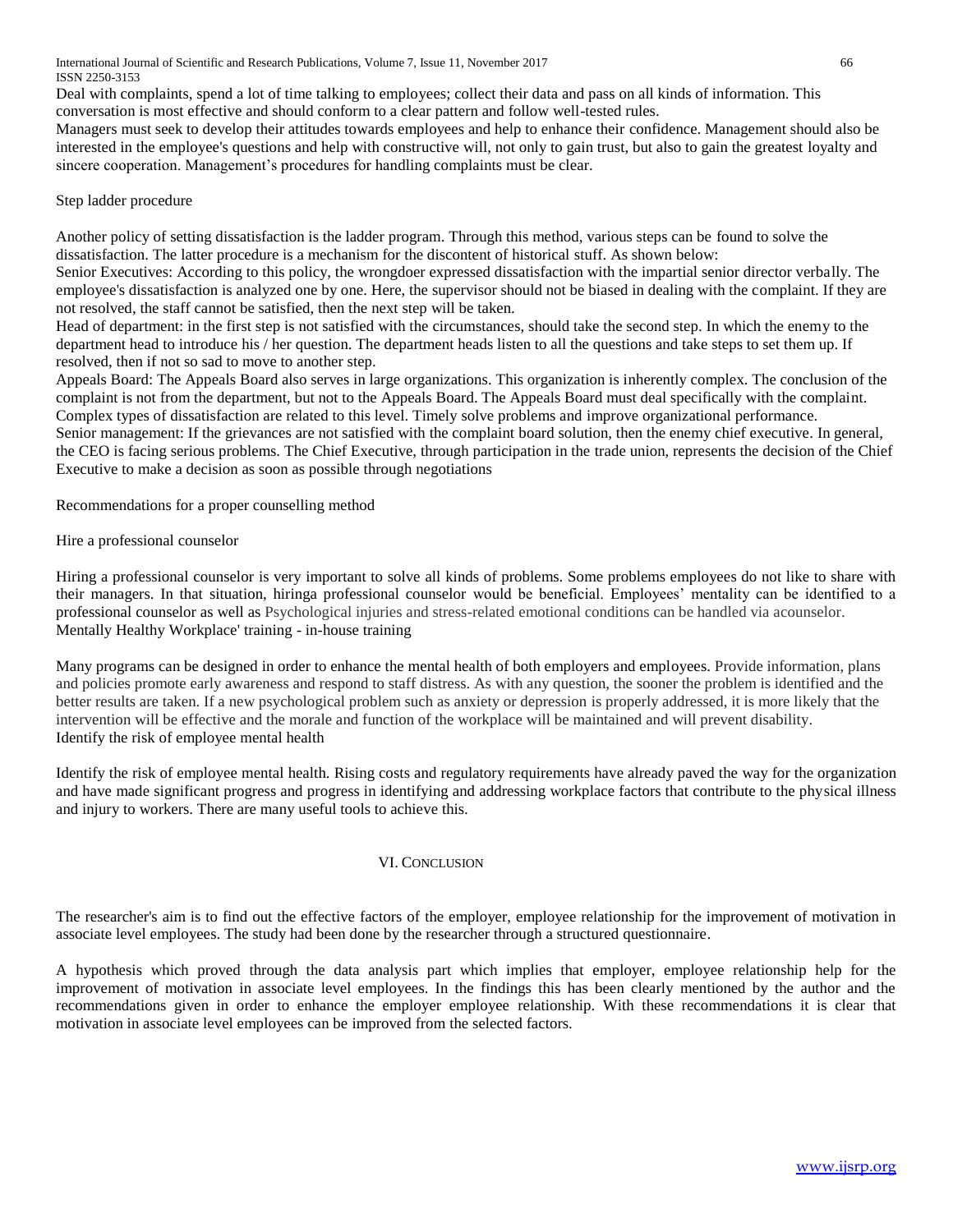Deal with complaints, spend a lot of time talking to employees; collect their data and pass on all kinds of information. This conversation is most effective and should conform to a clear pattern and follow well-tested rules.

Managers must seek to develop their attitudes towards employees and help to enhance their confidence. Management should also be interested in the employee's questions and help with constructive will, not only to gain trust, but also to gain the greatest loyalty and sincere cooperation. Management's procedures for handling complaints must be clear.

Step ladder procedure

Another policy of setting dissatisfaction is the ladder program. Through this method, various steps can be found to solve the dissatisfaction. The latter procedure is a mechanism for the discontent of historical stuff. As shown below:

Senior Executives: According to this policy, the wrongdoer expressed dissatisfaction with the impartial senior director verbally. The employee's dissatisfaction is analyzed one by one. Here, the supervisor should not be biased in dealing with the complaint. If they are not resolved, the staff cannot be satisfied, then the next step will be taken.

Head of department: in the first step is not satisfied with the circumstances, should take the second step. In which the enemy to the department head to introduce his / her question. The department heads listen to all the questions and take steps to set them up. If resolved, then if not so sad to move to another step.

Appeals Board: The Appeals Board also serves in large organizations. This organization is inherently complex. The conclusion of the complaint is not from the department, but not to the Appeals Board. The Appeals Board must deal specifically with the complaint. Complex types of dissatisfaction are related to this level. Timely solve problems and improve organizational performance.

Senior management: If the grievances are not satisfied with the complaint board solution, then the enemy chief executive. In general, the CEO is facing serious problems. The Chief Executive, through participation in the trade union, represents the decision of the Chief Executive to make a decision as soon as possible through negotiations

Recommendations for a proper counselling method

Hire a professional counselor

Hiring a professional counselor is very important to solve all kinds of problems. Some problems employees do not like to share with their managers. In that situation, hiringa professional counselor would be beneficial. Employees' mentality can be identified to a professional counselor as well as Psychological injuries and stress-related emotional conditions can be handled via acounselor.

Mentally Healthy Workplace' training - in-house training

Many programs can be designed in order to enhance the mental health of both employers and employees. Provide information, plans and policies promote early awareness and respond to staff distress. As with any question, the sooner the problem is identified and the better results are taken. If a new psychological problem such as anxiety or depression is properly addressed, it is more likely that the intervention will be effective and the morale and function of the workplace will be maintained and will prevent disability.

Identify the risk of employee mental health

Identify the risk of employee mental health. Rising costs and regulatory requirements have already paved the way for the organization and have made significant progress and progress in identifying and addressing workplace factors that contribute to the physical illness and injury to workers. There are many useful tools to achieve this.

## VI. Conclusion

The researcher's aim is to find out the effective factors of the employer, employee relationship for the improvement of motivation in associate level employees. The study had been done by the researcher through a structured questionnaire.

A hypothesis which proved through the data analysis part which implies that employer, employee relationship help for the improvement of motivation in associate level employees. In the findings this has been clearly mentioned by the author and the recommendations given in order to enhance the employer employee relationship. With these recommendations it is clear that motivation in associate level employees can be improved from the selected factors.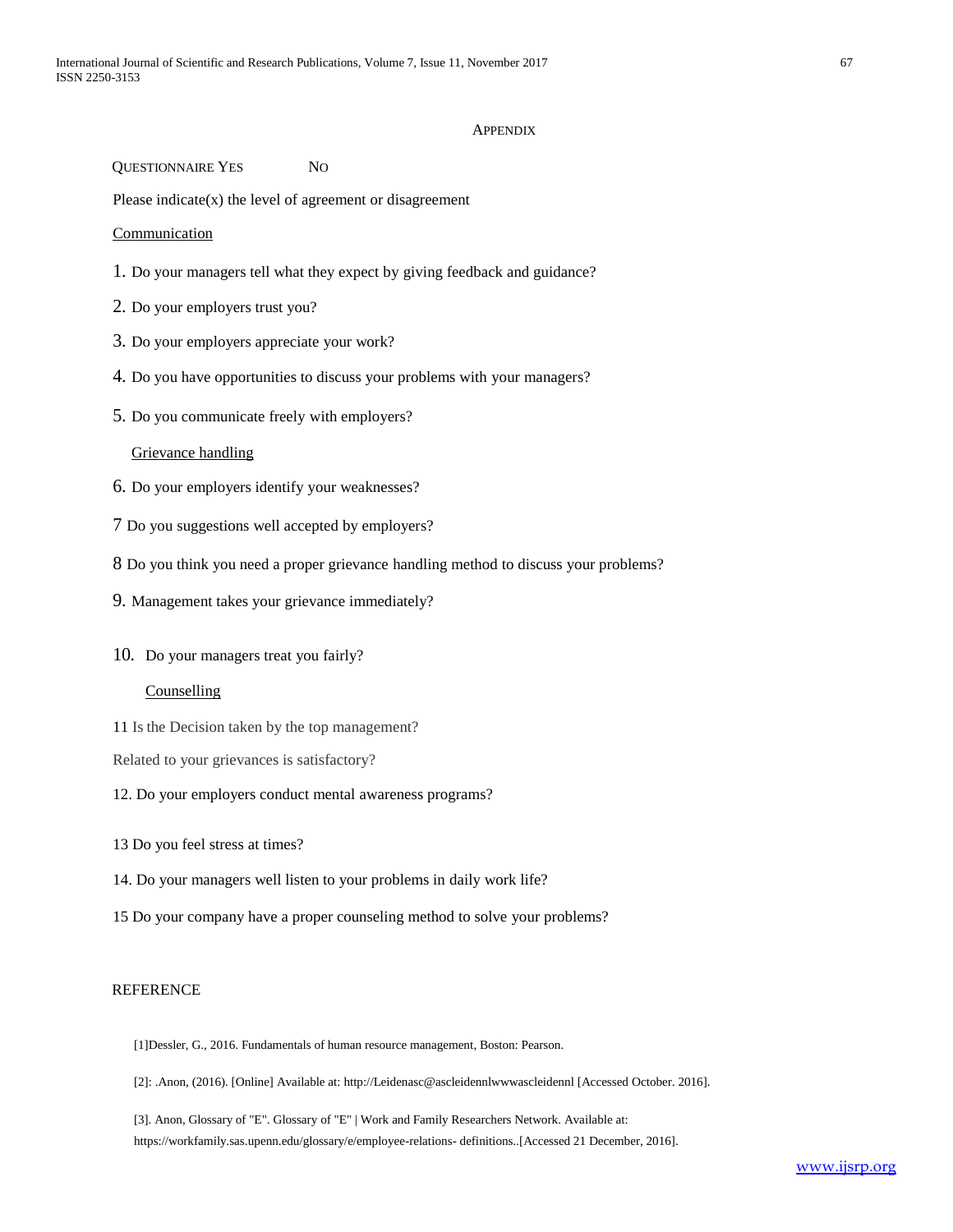## APPENDIX

QUESTIONNAIRE YES NO

Please indicate(x) the level of agreement or disagreement

Communication

1. Do your managers tell what they expect by giving feedback and guidance?
2. Do your employers trust you?
3. Do your employers appreciate your work?
4. Do you have opportunities to discuss your problems with your managers?
5. Do you communicate freely with employers?

Grievance handling

6. Do your employers identify your weaknesses?

7 Do you suggestions well accepted by employers?

8 Do you think you need a proper grievance handling method to discuss your problems?

9. Management takes your grievance immediately?

10. Do your managers treat you fairly?

Counselling

11 Is the Decision taken by the top management?

Related to your grievances is satisfactory?

12. Do your employers conduct mental awareness programs?

13 Do you feel stress at times?

14. Do your managers well listen to your problems in daily work life?

15 Do your company have a proper counseling method to solve your problems?

## REFERENCE

[1]Dessler, G., 2016. Fundamentals of human resource management, Boston: Pearson.

[2]: .Anon, (2016). [Online] Available at: http://Leidenasc@ascleidennlwwwascleidennl [Accessed October. 2016].

[3]. Anon, Glossary of "E". Glossary of "E" | Work and Family Researchers Network. Available at: https://workfamily.sas.upenn.edu/glossary/e/employee-relations- definitions..[Accessed 21 December, 2016].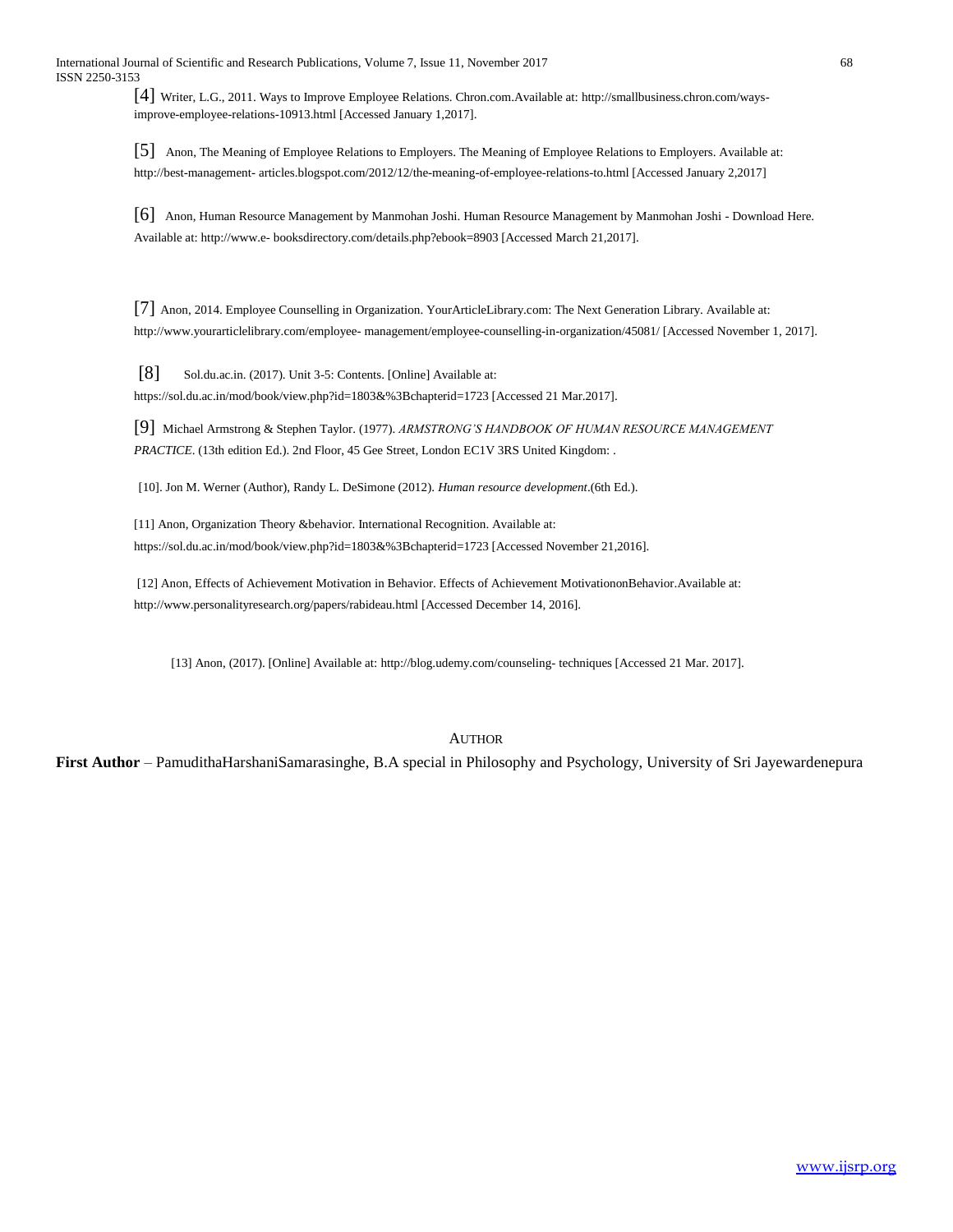[4] Writer, L.G., 2011. Ways to Improve Employee Relations. Chron.com.Available at: http://smallbusiness.chron.com/ways-improve-employee-relations-10913.html [Accessed January 1,2017].

[5] Anon, The Meaning of Employee Relations to Employers. The Meaning of Employee Relations to Employers. Available at: http://best-management- articles.blogspot.com/2012/12/the-meaning-of-employee-relations-to.html [Accessed January 2,2017]

[6] Anon, Human Resource Management by Manmohan Joshi. Human Resource Management by Manmohan Joshi - Download Here. Available at: http://www.e- booksdirectory.com/details.php?ebook=8903 [Accessed March 21,2017].

[7] Anon, 2014. Employee Counselling in Organization. YourArticleLibrary.com: The Next Generation Library. Available at: http://www.yourarticlelibrary.com/employee- management/employee-counselling-in-organization/45081/ [Accessed November 1, 2017].

[8] Sol.du.ac.in. (2017). Unit 3-5: Contents. [Online] Available at: https://sol.du.ac.in/mod/book/view.php?id=1803&%3Bchapterid=1723 [Accessed 21 Mar.2017].

[9] Michael Armstrong & Stephen Taylor. (1977). *ARMSTRONG'S HANDBOOK OF HUMAN RESOURCE MANAGEMENT PRACTICE*. (13th edition Ed.). 2nd Floor, 45 Gee Street, London EC1V 3RS United Kingdom: .

[10]. Jon M. Werner (Author), Randy L. DeSimone (2012). *Human resource development*.(6th Ed.).

[11] Anon, Organization Theory &behavior. International Recognition. Available at: https://sol.du.ac.in/mod/book/view.php?id=1803&%3Bchapterid=1723 [Accessed November 21,2016].

[12] Anon, Effects of Achievement Motivation in Behavior. Effects of Achievement MotivationonBehavior.Available at: http://www.personalityresearch.org/papers/rabideau.html [Accessed December 14, 2016].

[13] Anon, (2017). [Online] Available at: http://blog.udemy.com/counseling- techniques [Accessed 21 Mar. 2017].

## AUTHOR

**First Author** – PamudithaHarshaniSamarasinghe, B.A special in Philosophy and Psychology, University of Sri Jayewardenepura